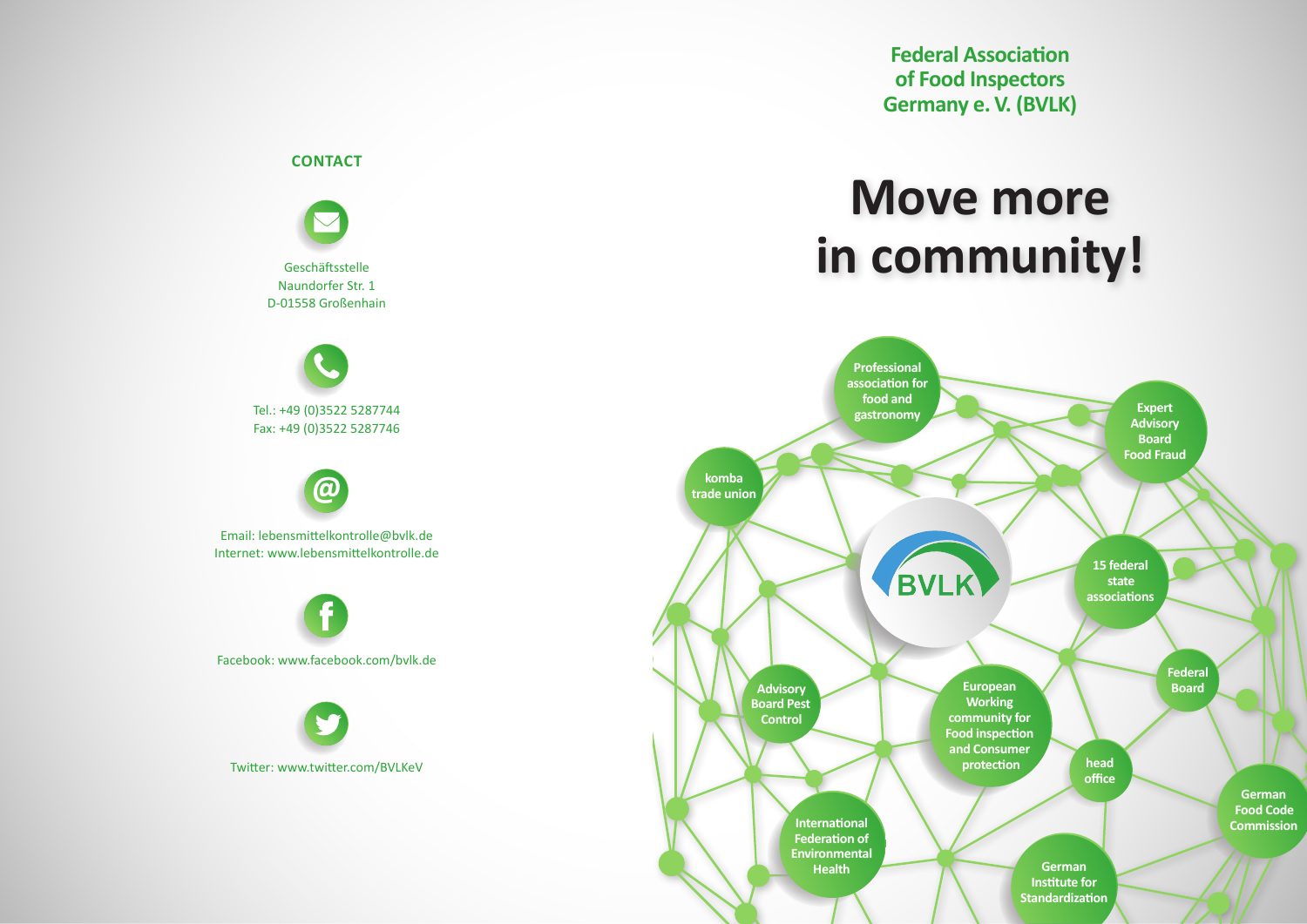## CONTACT

Geschäftsstelle
Naundorfer Str. 1
D-01558 Großenhain

Tel.: +49 (0)3522 5287744
Fax: +49 (0)3522 5287746

Email: lebensmittelkontrolle@bvlk.de
Internet: www.lebensmittelkontrolle.de

Facebook: www.facebook.com/bvlk.de

Twitter: www.twitter.com/BVLKeV

**Federal Association of Food Inspectors Germany e. V. (BVLK)**

# Move more in community!

BVLK

- Professional association for food and gastronomy
- Expert Advisory Board Food Fraud
- komba trade union
- 15 federal state associations
- Federal Board
- Advisory Board Pest Control
- European Working community for Food inspection and Consumer protection
- head office
- German Food Code Commission
- International Federation of Environmental Health
- German Institute for Standardization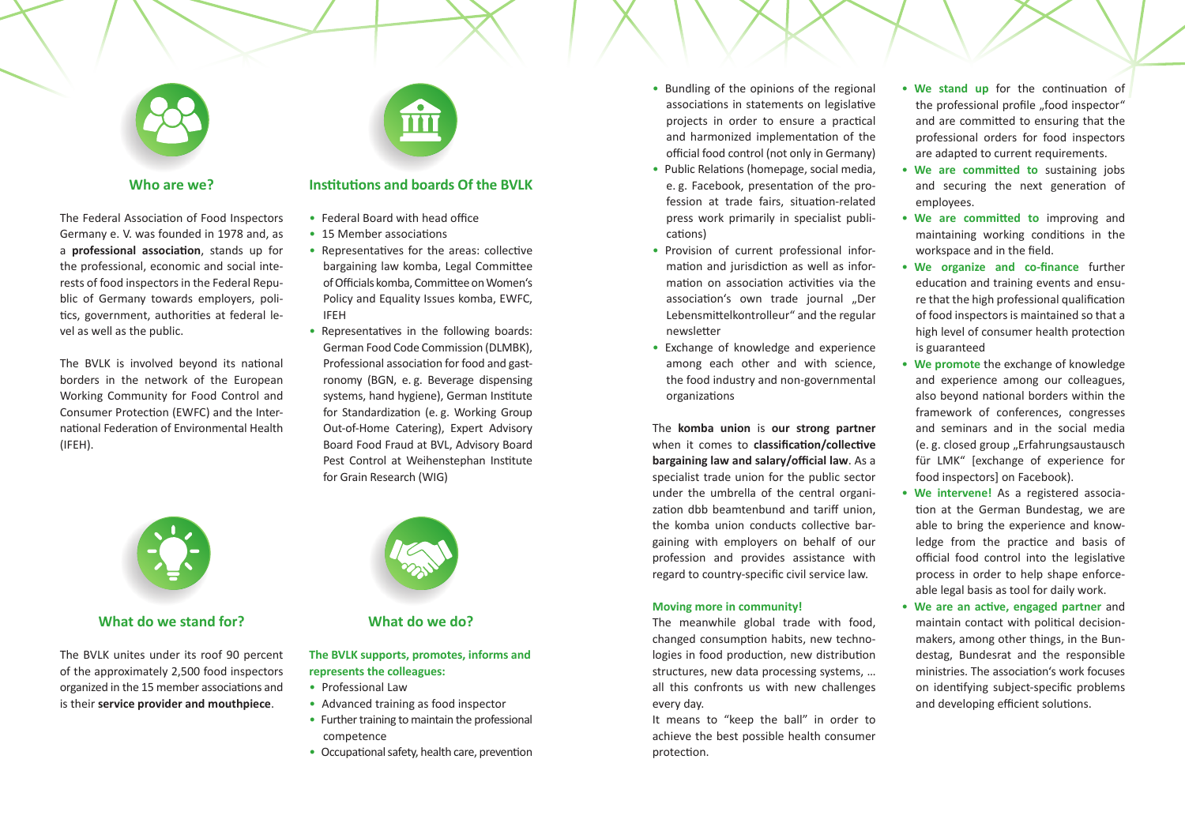## Who are we?

The Federal Association of Food Inspectors Germany e. V. was founded in 1978 and, as a **professional association**, stands up for the professional, economic and social interests of food inspectors in the Federal Republic of Germany towards employers, politics, government, authorities at federal level as well as the public.

The BVLK is involved beyond its national borders in the network of the European Working Community for Food Control and Consumer Protection (EWFC) and the International Federation of Environmental Health (IFEH).

## Institutions and boards Of the BVLK

- Federal Board with head office
- 15 Member associations
- Representatives for the areas: collective bargaining law komba, Legal Committee of Officials komba, Committee on Women's Policy and Equality Issues komba, EWFC, IFEH
- Representatives in the following boards: German Food Code Commission (DLMBK), Professional association for food and gastronomy (BGN, e. g. Beverage dispensing systems, hand hygiene), German Institute for Standardization (e. g. Working Group Out-of-Home Catering), Expert Advisory Board Food Fraud at BVL, Advisory Board Pest Control at Weihenstephan Institute for Grain Research (WIG)

## What do we stand for?

The BVLK unites under its roof 90 percent of the approximately 2,500 food inspectors organized in the 15 member associations and is their **service provider and mouthpiece**.

## What do we do?

**The BVLK supports, promotes, informs and represents the colleagues:**

- Professional Law
- Advanced training as food inspector
- Further training to maintain the professional competence
- Occupational safety, health care, prevention
- Bundling of the opinions of the regional associations in statements on legislative projects in order to ensure a practical and harmonized implementation of the official food control (not only in Germany)
- Public Relations (homepage, social media, e. g. Facebook, presentation of the profession at trade fairs, situation-related press work primarily in specialist publications)
- Provision of current professional information and jurisdiction as well as information on association activities via the association's own trade journal „Der Lebensmittelkontrolleur" and the regular newsletter
- Exchange of knowledge and experience among each other and with science, the food industry and non-governmental organizations

The **komba union** is **our strong partner** when it comes to **classification/collective bargaining law and salary/official law**. As a specialist trade union for the public sector under the umbrella of the central organization dbb beamtenbund and tariff union, the komba union conducts collective bargaining with employers on behalf of our profession and provides assistance with regard to country-specific civil service law.

**Moving more in community!**

The meanwhile global trade with food, changed consumption habits, new technologies in food production, new distribution structures, new data processing systems, … all this confronts us with new challenges every day.

It means to "keep the ball" in order to achieve the best possible health consumer protection.

- **We stand up** for the continuation of the professional profile „food inspector" and are committed to ensuring that the professional orders for food inspectors are adapted to current requirements.
- **We are committed to** sustaining jobs and securing the next generation of employees.
- **We are committed to** improving and maintaining working conditions in the workspace and in the field.
- **We organize and co-finance** further education and training events and ensure that the high professional qualification of food inspectors is maintained so that a high level of consumer health protection is guaranteed
- **We promote** the exchange of knowledge and experience among our colleagues, also beyond national borders within the framework of conferences, congresses and seminars and in the social media (e. g. closed group „Erfahrungsaustausch für LMK" [exchange of experience for food inspectors] on Facebook).
- **We intervene!** As a registered association at the German Bundestag, we are able to bring the experience and knowledge from the practice and basis of official food control into the legislative process in order to help shape enforceable legal basis as tool for daily work.
- **We are an active, engaged partner** and maintain contact with political decision-makers, among other things, in the Bundestag, Bundesrat and the responsible ministries. The association's work focuses on identifying subject-specific problems and developing efficient solutions.